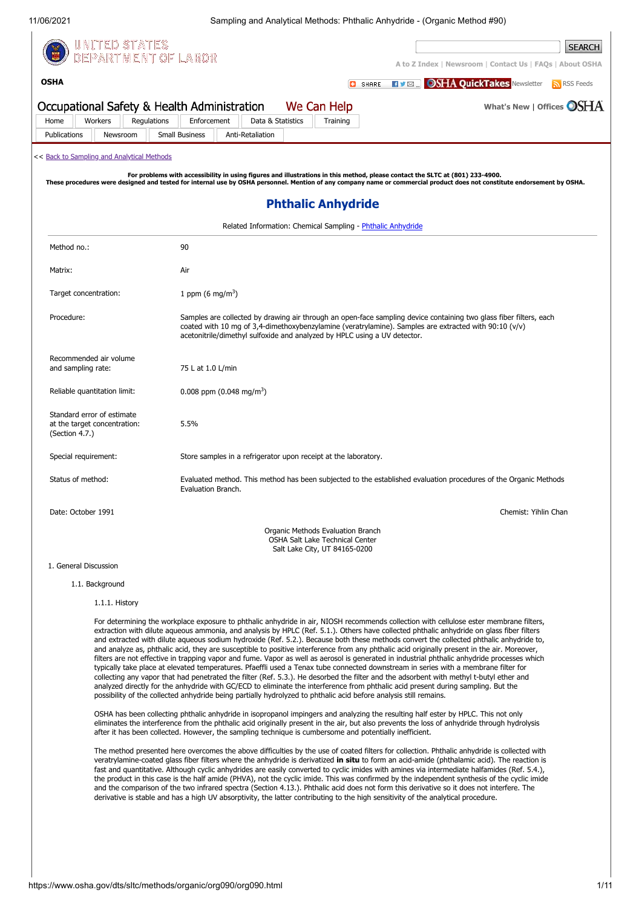<< Back to Sampling and Analytical Methods

**For problems with accessibility in using figures and illustrations in this method, please contact the SLTC at (801) 233-4900.**
**These procedures were designed and tested for internal use by OSHA personnel. Mention of any company name or commercial product does not constitute endorsement by OSHA.**

# Phthalic Anhydride

Related Information: Chemical Sampling - Phthalic Anhydride

| | |
|---|---|
| Method no.: | 90 |
| Matrix: | Air |
| Target concentration: | 1 ppm (6 mg/m$^3$) |
| Procedure: | Samples are collected by drawing air through an open-face sampling device containing two glass fiber filters, each coated with 10 mg of 3,4-dimethoxybenzylamine (veratrylamine). Samples are extracted with 90:10 (v/v) acetonitrile/dimethyl sulfoxide and analyzed by HPLC using a UV detector. |
| Recommended air volume and sampling rate: | 75 L at 1.0 L/min |
| Reliable quantitation limit: | 0.008 ppm (0.048 mg/m$^3$) |
| Standard error of estimate at the target concentration: (Section 4.7.) | 5.5% |
| Special requirement: | Store samples in a refrigerator upon receipt at the laboratory. |
| Status of method: | Evaluated method. This method has been subjected to the established evaluation procedures of the Organic Methods Evaluation Branch. |

Date: October 1991 Chemist: Yihlin Chan

Organic Methods Evaluation Branch
OSHA Salt Lake Technical Center
Salt Lake City, UT 84165-0200

## 1. General Discussion

### 1.1. Background

#### 1.1.1. History

For determining the workplace exposure to phthalic anhydride in air, NIOSH recommends collection with cellulose ester membrane filters, extraction with dilute aqueous ammonia, and analysis by HPLC (Ref. 5.1.). Others have collected phthalic anhydride on glass fiber filters and extracted with dilute aqueous sodium hydroxide (Ref. 5.2.). Because both these methods convert the collected phthalic anhydride to, and analyze as, phthalic acid, they are susceptible to positive interference from any phthalic acid originally present in the air. Moreover, filters are not effective in trapping vapor and fume. Vapor as well as aerosol is generated in industrial phthalic anhydride processes which typically take place at elevated temperatures. Pfaeffli used a Tenax tube connected downstream in series with a membrane filter for collecting any vapor that had penetrated the filter (Ref. 5.3.). He desorbed the filter and the adsorbent with methyl t-butyl ether and analyzed directly for the anhydride with GC/ECD to eliminate the interference from phthalic acid present during sampling. But the possibility of the collected anhydride being partially hydrolyzed to phthalic acid before analysis still remains.

OSHA has been collecting phthalic anhydride in isopropanol impingers and analyzing the resulting half ester by HPLC. This not only eliminates the interference from the phthalic acid originally present in the air, but also prevents the loss of anhydride through hydrolysis after it has been collected. However, the sampling technique is cumbersome and potentially inefficient.

The method presented here overcomes the above difficulties by the use of coated filters for collection. Phthalic anhydride is collected with veratrylamine-coated glass fiber filters where the anhydride is derivatized **in situ** to form an acid-amide (phthalamic acid). The reaction is fast and quantitative. Although cyclic anhydrides are easily converted to cyclic imides with amines via intermediate halfamides (Ref. 5.4.), the product in this case is the half amide (PHVA), not the cyclic imide. This was confirmed by the independent synthesis of the cyclic imide and the comparison of the two infrared spectra (Section 4.13.). Phthalic acid does not form this derivative so it does not interfere. The derivative is stable and has a high UV absorptivity, the latter contributing to the high sensitivity of the analytical procedure.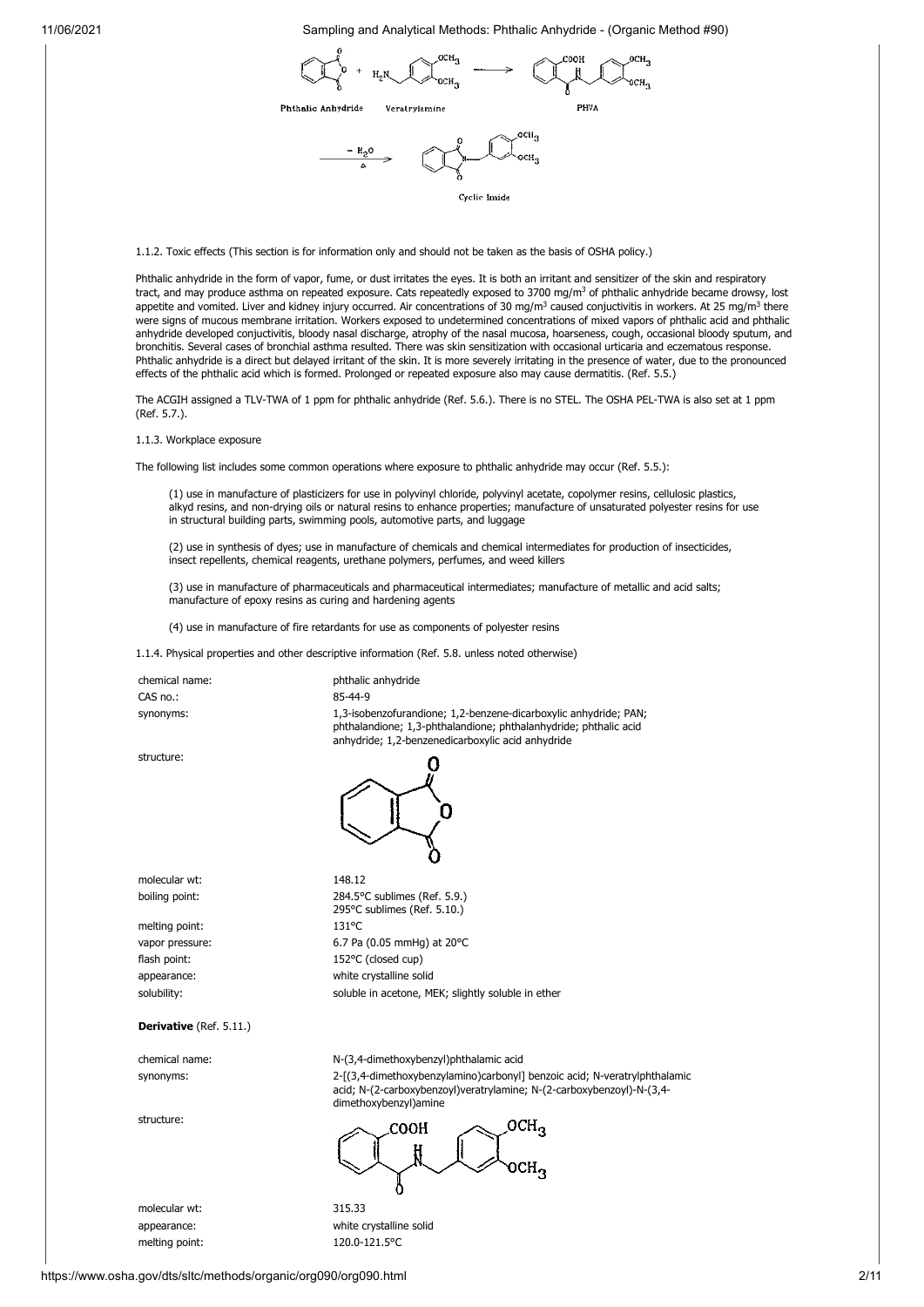1.1.2. Toxic effects (This section is for information only and should not be taken as the basis of OSHA policy.)

Phthalic anhydride in the form of vapor, fume, or dust irritates the eyes. It is both an irritant and sensitizer of the skin and respiratory tract, and may produce asthma on repeated exposure. Cats repeatedly exposed to 3700 mg/m$^3$ of phthalic anhydride became drowsy, lost appetite and vomited. Liver and kidney injury occurred. Air concentrations of 30 mg/m$^3$ caused conjuctivitis in workers. At 25 mg/m$^3$ there were signs of mucous membrane irritation. Workers exposed to undetermined concentrations of mixed vapors of phthalic acid and phthalic anhydride developed conjuctivitis, bloody nasal discharge, atrophy of the nasal mucosa, hoarseness, cough, occasional bloody sputum, and bronchitis. Several cases of bronchial asthma resulted. There was skin sensitization with occasional urticaria and eczematous response. Phthalic anhydride is a direct but delayed irritant of the skin. It is more severely irritating in the presence of water, due to the pronounced effects of the phthalic acid which is formed. Prolonged or repeated exposure also may cause dermatitis. (Ref. 5.5.)

The ACGIH assigned a TLV-TWA of 1 ppm for phthalic anhydride (Ref. 5.6.). There is no STEL. The OSHA PEL-TWA is also set at 1 ppm (Ref. 5.7.).

1.1.3. Workplace exposure

The following list includes some common operations where exposure to phthalic anhydride may occur (Ref. 5.5.):

(1) use in manufacture of plasticizers for use in polyvinyl chloride, polyvinyl acetate, copolymer resins, cellulosic plastics, alkyd resins, and non-drying oils or natural resins to enhance properties; manufacture of unsaturated polyester resins for use in structural building parts, swimming pools, automotive parts, and luggage

(2) use in synthesis of dyes; use in manufacture of chemicals and chemical intermediates for production of insecticides, insect repellents, chemical reagents, urethane polymers, perfumes, and weed killers

(3) use in manufacture of pharmaceuticals and pharmaceutical intermediates; manufacture of metallic and acid salts; manufacture of epoxy resins as curing and hardening agents

(4) use in manufacture of fire retardants for use as components of polyester resins

1.1.4. Physical properties and other descriptive information (Ref. 5.8. unless noted otherwise)

| | |
|---|---|
| chemical name: | phthalic anhydride |
| CAS no.: | 85-44-9 |
| synonyms: | 1,3-isobenzofurandione; 1,2-benzene-dicarboxylic anhydride; PAN; phthalandione; 1,3-phthalandione; phthalanhydride; phthalic acid anhydride; 1,2-benzenedicarboxylic acid anhydride |
| structure: | |
| molecular wt: | 148.12 |
| boiling point: | 284.5°C sublimes (Ref. 5.9.)<br>295°C sublimes (Ref. 5.10.) |
| melting point: | 131°C |
| vapor pressure: | 6.7 Pa (0.05 mmHg) at 20°C |
| flash point: | 152°C (closed cup) |
| appearance: | white crystalline solid |
| solubility: | soluble in acetone, MEK; slightly soluble in ether |

**Derivative** (Ref. 5.11.)

| | |
|---|---|
| chemical name: | N-(3,4-dimethoxybenzyl)phthalamic acid |
| synonyms: | 2-[(3,4-dimethoxybenzylamino)carbonyl] benzoic acid; N-veratrylphthalamic acid; N-(2-carboxybenzoyl)veratrylamine; N-(2-carboxybenzoyl)-N-(3,4-dimethoxybenzyl)amine |
| structure: | |
| molecular wt: | 315.33 |
| appearance: | white crystalline solid |
| melting point: | 120.0-121.5°C |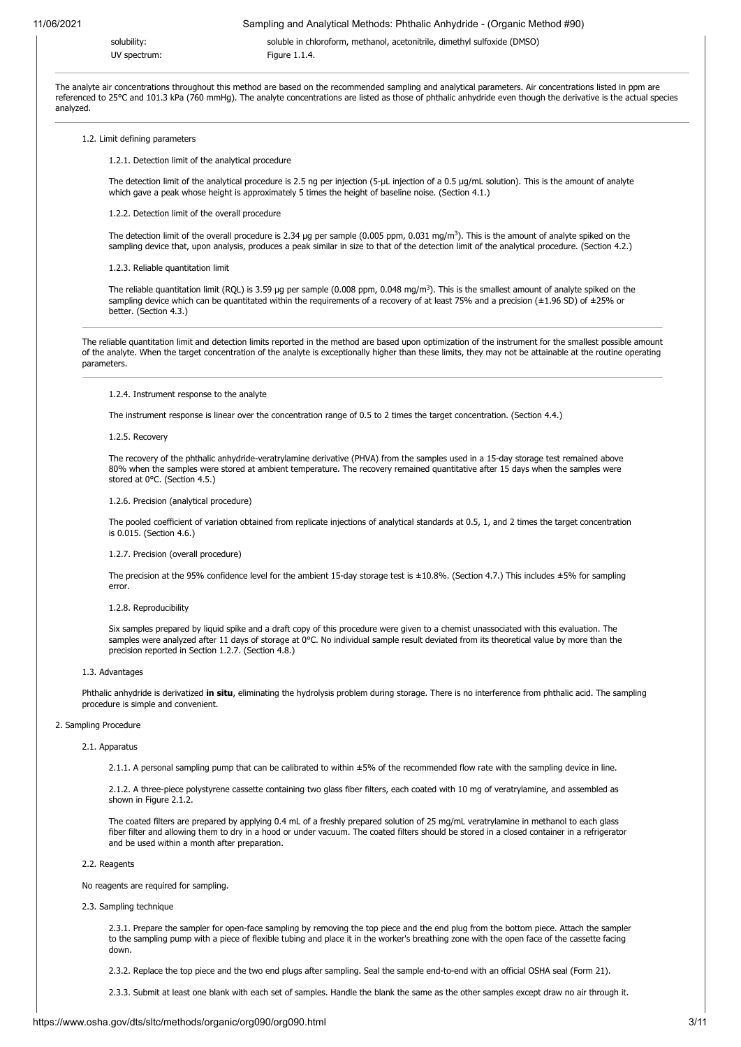| | |
|---|---|
| solubility: | soluble in chloroform, methanol, acetonitrile, dimethyl sulfoxide (DMSO) |
| UV spectrum: | Figure 1.1.4. |

The analyte air concentrations throughout this method are based on the recommended sampling and analytical parameters. Air concentrations listed in ppm are referenced to 25°C and 101.3 kPa (760 mmHg). The analyte concentrations are listed as those of phthalic anhydride even though the derivative is the actual species analyzed.

1.2. Limit defining parameters

1.2.1. Detection limit of the analytical procedure

The detection limit of the analytical procedure is 2.5 ng per injection (5-µL injection of a 0.5 µg/mL solution). This is the amount of analyte which gave a peak whose height is approximately 5 times the height of baseline noise. (Section 4.1.)

1.2.2. Detection limit of the overall procedure

The detection limit of the overall procedure is 2.34 µg per sample (0.005 ppm, 0.031 mg/m$^3$). This is the amount of analyte spiked on the sampling device that, upon analysis, produces a peak similar in size to that of the detection limit of the analytical procedure. (Section 4.2.)

1.2.3. Reliable quantitation limit

The reliable quantitation limit (RQL) is 3.59 µg per sample (0.008 ppm, 0.048 mg/m$^3$). This is the smallest amount of analyte spiked on the sampling device which can be quantitated within the requirements of a recovery of at least 75% and a precision (±1.96 SD) of ±25% or better. (Section 4.3.)

The reliable quantitation limit and detection limits reported in the method are based upon optimization of the instrument for the smallest possible amount of the analyte. When the target concentration of the analyte is exceptionally higher than these limits, they may not be attainable at the routine operating parameters.

1.2.4. Instrument response to the analyte

The instrument response is linear over the concentration range of 0.5 to 2 times the target concentration. (Section 4.4.)

1.2.5. Recovery

The recovery of the phthalic anhydride-veratrylamine derivative (PHVA) from the samples used in a 15-day storage test remained above 80% when the samples were stored at ambient temperature. The recovery remained quantitative after 15 days when the samples were stored at 0°C. (Section 4.5.)

1.2.6. Precision (analytical procedure)

The pooled coefficient of variation obtained from replicate injections of analytical standards at 0.5, 1, and 2 times the target concentration is 0.015. (Section 4.6.)

1.2.7. Precision (overall procedure)

The precision at the 95% confidence level for the ambient 15-day storage test is ±10.8%. (Section 4.7.) This includes ±5% for sampling error.

1.2.8. Reproducibility

Six samples prepared by liquid spike and a draft copy of this procedure were given to a chemist unassociated with this evaluation. The samples were analyzed after 11 days of storage at 0°C. No individual sample result deviated from its theoretical value by more than the precision reported in Section 1.2.7. (Section 4.8.)

1.3. Advantages

Phthalic anhydride is derivatized **in situ**, eliminating the hydrolysis problem during storage. There is no interference from phthalic acid. The sampling procedure is simple and convenient.

2. Sampling Procedure

2.1. Apparatus

2.1.1. A personal sampling pump that can be calibrated to within ±5% of the recommended flow rate with the sampling device in line.

2.1.2. A three-piece polystyrene cassette containing two glass fiber filters, each coated with 10 mg of veratrylamine, and assembled as shown in Figure 2.1.2.

The coated filters are prepared by applying 0.4 mL of a freshly prepared solution of 25 mg/mL veratrylamine in methanol to each glass fiber filter and allowing them to dry in a hood or under vacuum. The coated filters should be stored in a closed container in a refrigerator and be used within a month after preparation.

2.2. Reagents

No reagents are required for sampling.

2.3. Sampling technique

2.3.1. Prepare the sampler for open-face sampling by removing the top piece and the end plug from the bottom piece. Attach the sampler to the sampling pump with a piece of flexible tubing and place it in the worker's breathing zone with the open face of the cassette facing down.

2.3.2. Replace the top piece and the two end plugs after sampling. Seal the sample end-to-end with an official OSHA seal (Form 21).

2.3.3. Submit at least one blank with each set of samples. Handle the blank the same as the other samples except draw no air through it.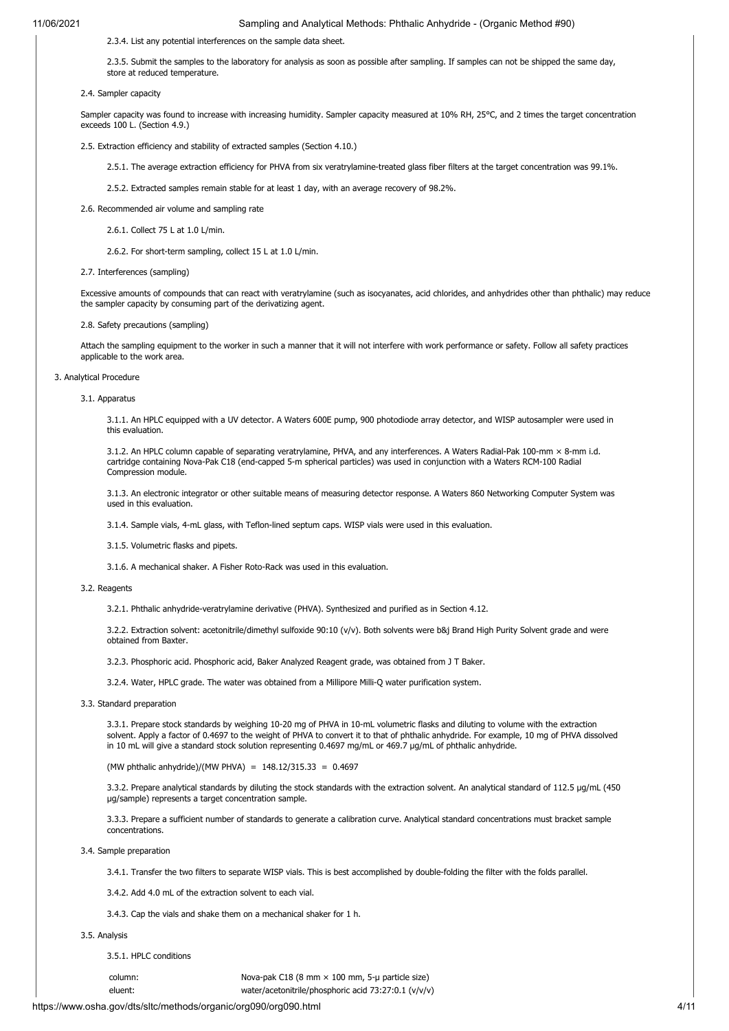2.3.4. List any potential interferences on the sample data sheet.

2.3.5. Submit the samples to the laboratory for analysis as soon as possible after sampling. If samples can not be shipped the same day, store at reduced temperature.

2.4. Sampler capacity

Sampler capacity was found to increase with increasing humidity. Sampler capacity measured at 10% RH, 25°C, and 2 times the target concentration exceeds 100 L. (Section 4.9.)

2.5. Extraction efficiency and stability of extracted samples (Section 4.10.)

2.5.1. The average extraction efficiency for PHVA from six veratrylamine-treated glass fiber filters at the target concentration was 99.1%.

2.5.2. Extracted samples remain stable for at least 1 day, with an average recovery of 98.2%.

2.6. Recommended air volume and sampling rate

2.6.1. Collect 75 L at 1.0 L/min.

2.6.2. For short-term sampling, collect 15 L at 1.0 L/min.

2.7. Interferences (sampling)

Excessive amounts of compounds that can react with veratrylamine (such as isocyanates, acid chlorides, and anhydrides other than phthalic) may reduce the sampler capacity by consuming part of the derivatizing agent.

2.8. Safety precautions (sampling)

Attach the sampling equipment to the worker in such a manner that it will not interfere with work performance or safety. Follow all safety practices applicable to the work area.

3. Analytical Procedure

3.1. Apparatus

3.1.1. An HPLC equipped with a UV detector. A Waters 600E pump, 900 photodiode array detector, and WISP autosampler were used in this evaluation.

3.1.2. An HPLC column capable of separating veratrylamine, PHVA, and any interferences. A Waters Radial-Pak 100-mm × 8-mm i.d. cartridge containing Nova-Pak C18 (end-capped 5-m spherical particles) was used in conjunction with a Waters RCM-100 Radial Compression module.

3.1.3. An electronic integrator or other suitable means of measuring detector response. A Waters 860 Networking Computer System was used in this evaluation.

3.1.4. Sample vials, 4-mL glass, with Teflon-lined septum caps. WISP vials were used in this evaluation.

3.1.5. Volumetric flasks and pipets.

3.1.6. A mechanical shaker. A Fisher Roto-Rack was used in this evaluation.

3.2. Reagents

3.2.1. Phthalic anhydride-veratrylamine derivative (PHVA). Synthesized and purified as in Section 4.12.

3.2.2. Extraction solvent: acetonitrile/dimethyl sulfoxide 90:10 (v/v). Both solvents were b&j Brand High Purity Solvent grade and were obtained from Baxter.

3.2.3. Phosphoric acid. Phosphoric acid, Baker Analyzed Reagent grade, was obtained from J T Baker.

3.2.4. Water, HPLC grade. The water was obtained from a Millipore Milli-Q water purification system.

3.3. Standard preparation

3.3.1. Prepare stock standards by weighing 10-20 mg of PHVA in 10-mL volumetric flasks and diluting to volume with the extraction solvent. Apply a factor of 0.4697 to the weight of PHVA to convert it to that of phthalic anhydride. For example, 10 mg of PHVA dissolved in 10 mL will give a standard stock solution representing 0.4697 mg/mL or 469.7 µg/mL of phthalic anhydride.

$$\text{(MW phthalic anhydride)/(MW PHVA)} = 148.12/315.33 = 0.4697$$

3.3.2. Prepare analytical standards by diluting the stock standards with the extraction solvent. An analytical standard of 112.5 µg/mL (450 µg/sample) represents a target concentration sample.

3.3.3. Prepare a sufficient number of standards to generate a calibration curve. Analytical standard concentrations must bracket sample concentrations.

3.4. Sample preparation

3.4.1. Transfer the two filters to separate WISP vials. This is best accomplished by double-folding the filter with the folds parallel.

3.4.2. Add 4.0 mL of the extraction solvent to each vial.

3.4.3. Cap the vials and shake them on a mechanical shaker for 1 h.

3.5. Analysis

3.5.1. HPLC conditions

| | |
|---|---|
| column: | Nova-pak C18 (8 mm × 100 mm, 5-µ particle size) |
| eluent: | water/acetonitrile/phosphoric acid 73:27:0.1 (v/v/v) |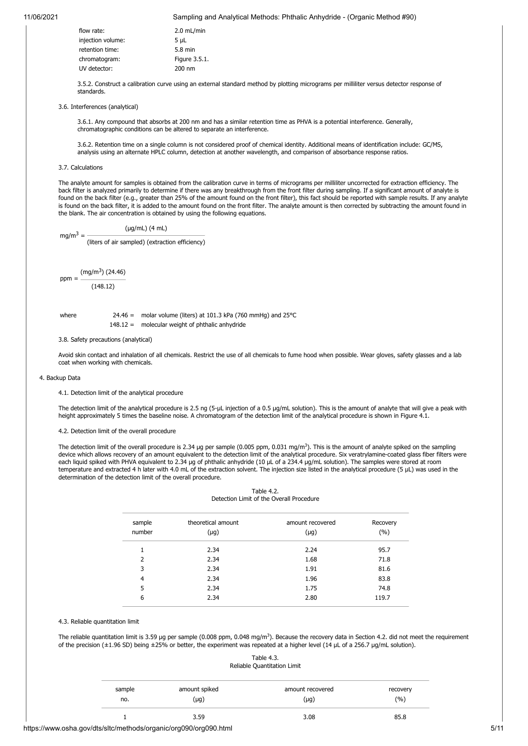| | |
|---|---|
| flow rate: | 2.0 mL/min |
| injection volume: | 5 µL |
| retention time: | 5.8 min |
| chromatogram: | Figure 3.5.1. |
| UV detector: | 200 nm |

3.5.2. Construct a calibration curve using an external standard method by plotting micrograms per milliliter versus detector response of standards.

3.6. Interferences (analytical)

3.6.1. Any compound that absorbs at 200 nm and has a similar retention time as PHVA is a potential interference. Generally, chromatographic conditions can be altered to separate an interference.

3.6.2. Retention time on a single column is not considered proof of chemical identity. Additional means of identification include: GC/MS, analysis using an alternate HPLC column, detection at another wavelength, and comparison of absorbance response ratios.

3.7. Calculations

The analyte amount for samples is obtained from the calibration curve in terms of micrograms per milliliter uncorrected for extraction efficiency. The back filter is analyzed primarily to determine if there was any breakthrough from the front filter during sampling. If a significant amount of analyte is found on the back filter (e.g., greater than 25% of the amount found on the front filter), this fact should be reported with sample results. If any analyte is found on the back filter, it is added to the amount found on the front filter. The analyte amount is then corrected by subtracting the amount found in the blank. The air concentration is obtained by using the following equations.

$$\text{mg/m}^3 = \frac{(\mu\text{g/mL})\ (4\ \text{mL})}{(\text{liters of air sampled})\ (\text{extraction efficiency})}$$

$$\text{ppm} = \frac{(\text{mg/m}^3)\ (24.46)}{(148.12)}$$

where 24.46 = molar volume (liters) at 101.3 kPa (760 mmHg) and 25°C
148.12 = molecular weight of phthalic anhydride

3.8. Safety precautions (analytical)

Avoid skin contact and inhalation of all chemicals. Restrict the use of all chemicals to fume hood when possible. Wear gloves, safety glasses and a lab coat when working with chemicals.

4. Backup Data

4.1. Detection limit of the analytical procedure

The detection limit of the analytical procedure is 2.5 ng (5-µL injection of a 0.5 µg/mL solution). This is the amount of analyte that will give a peak with height approximately 5 times the baseline noise. A chromatogram of the detection limit of the analytical procedure is shown in Figure 4.1.

4.2. Detection limit of the overall procedure

The detection limit of the overall procedure is 2.34 µg per sample (0.005 ppm, 0.031 mg/m$^3$). This is the amount of analyte spiked on the sampling device which allows recovery of an amount equivalent to the detection limit of the analytical procedure. Six veratrylamine-coated glass fiber filters were each liquid spiked with PHVA equivalent to 2.34 µg of phthalic anhydride (10 µL of a 234.4 µg/mL solution). The samples were stored at room temperature and extracted 4 h later with 4.0 mL of the extraction solvent. The injection size listed in the analytical procedure (5 µL) was used in the determination of the detection limit of the overall procedure.

Table 4.2.
Detection Limit of the Overall Procedure

| sample number | theoretical amount (µg) | amount recovered (µg) | Recovery (%) |
|---|---|---|---|
| 1 | 2.34 | 2.24 | 95.7 |
| 2 | 2.34 | 1.68 | 71.8 |
| 3 | 2.34 | 1.91 | 81.6 |
| 4 | 2.34 | 1.96 | 83.8 |
| 5 | 2.34 | 1.75 | 74.8 |
| 6 | 2.34 | 2.80 | 119.7 |

4.3. Reliable quantitation limit

The reliable quantitation limit is 3.59 µg per sample (0.008 ppm, 0.048 mg/m$^3$). Because the recovery data in Section 4.2. did not meet the requirement of the precision (±1.96 SD) being ±25% or better, the experiment was repeated at a higher level (14 µL of a 256.7 µg/mL solution).

Table 4.3.
Reliable Quantitation Limit

| sample no. | amount spiked (µg) | amount recovered (µg) | recovery (%) |
|---|---|---|---|
| 1 | 3.59 | 3.08 | 85.8 |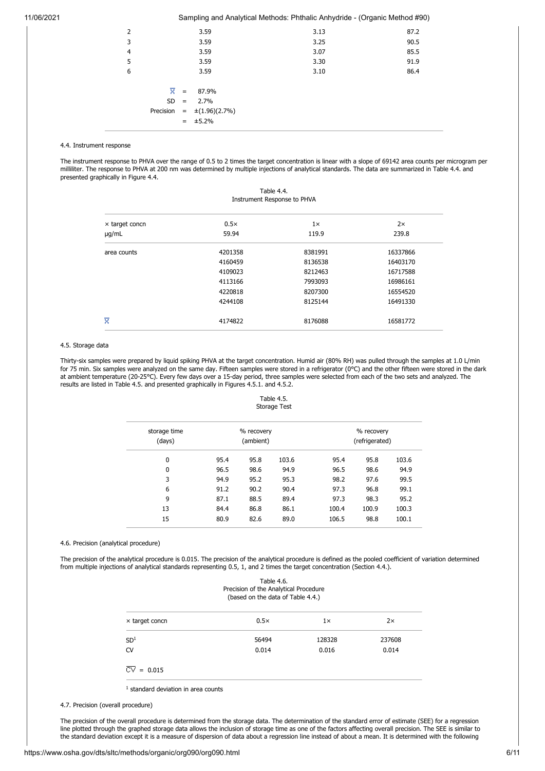| | | | |
|---|---|---|---|
| 2 | 3.59 | 3.13 | 87.2 |
| 3 | 3.59 | 3.25 | 90.5 |
| 4 | 3.59 | 3.07 | 85.5 |
| 5 | 3.59 | 3.30 | 91.9 |
| 6 | 3.59 | 3.10 | 86.4 |

$\overline{X}$ = 87.9%
SD = 2.7%
Precision = ±(1.96)(2.7%)
= ±5.2%

4.4. Instrument response

The instrument response to PHVA over the range of 0.5 to 2 times the target concentration is linear with a slope of 69142 area counts per microgram per milliliter. The response to PHVA at 200 nm was determined by multiple injections of analytical standards. The data are summarized in Table 4.4. and presented graphically in Figure 4.4.

Table 4.4.
Instrument Response to PHVA

| × target concn<br>µg/mL | 0.5×<br>59.94 | 1×<br>119.9 | 2×<br>239.8 |
|---|---|---|---|
| area counts | 4201358 | 8381991 | 16337866 |
| | 4160459 | 8136538 | 16403170 |
| | 4109023 | 8212463 | 16717588 |
| | 4113166 | 7993093 | 16986161 |
| | 4220818 | 8207300 | 16554520 |
| | 4244108 | 8125144 | 16491330 |
| $\overline{X}$ | 4174822 | 8176088 | 16581772 |

4.5. Storage data

Thirty-six samples were prepared by liquid spiking PHVA at the target concentration. Humid air (80% RH) was pulled through the samples at 1.0 L/min for 75 min. Six samples were analyzed on the same day. Fifteen samples were stored in a refrigerator (0°C) and the other fifteen were stored in the dark at ambient temperature (20-25°C). Every few days over a 15-day period, three samples were selected from each of the two sets and analyzed. The results are listed in Table 4.5. and presented graphically in Figures 4.5.1. and 4.5.2.

Table 4.5.
Storage Test

| storage time (days) | % recovery (ambient) | | | % recovery (refrigerated) | | |
|---|---|---|---|---|---|---|
| 0 | 95.4 | 95.8 | 103.6 | 95.4 | 95.8 | 103.6 |
| 0 | 96.5 | 98.6 | 94.9 | 96.5 | 98.6 | 94.9 |
| 3 | 94.9 | 95.2 | 95.3 | 98.2 | 97.6 | 99.5 |
| 6 | 91.2 | 90.2 | 90.4 | 97.3 | 96.8 | 99.1 |
| 9 | 87.1 | 88.5 | 89.4 | 97.3 | 98.3 | 95.2 |
| 13 | 84.4 | 86.8 | 86.1 | 100.4 | 100.9 | 100.3 |
| 15 | 80.9 | 82.6 | 89.0 | 106.5 | 98.8 | 100.1 |

4.6. Precision (analytical procedure)

The precision of the analytical procedure is 0.015. The precision of the analytical procedure is defined as the pooled coefficient of variation determined from multiple injections of analytical standards representing 0.5, 1, and 2 times the target concentration (Section 4.4.).

Table 4.6.
Precision of the Analytical Procedure
(based on the data of Table 4.4.)

| × target concn | 0.5× | 1× | 2× |
|---|---|---|---|
| SD[1] | 56494 | 128328 | 237608 |
| CV | 0.014 | 0.016 | 0.014 |

$\overline{CV}$ = 0.015

[1] standard deviation in area counts

4.7. Precision (overall procedure)

The precision of the overall procedure is determined from the storage data. The determination of the standard error of estimate (SEE) for a regression line plotted through the graphed storage data allows the inclusion of storage time as one of the factors affecting overall precision. The SEE is similar to the standard deviation except it is a measure of dispersion of data about a regression line instead of about a mean. It is determined with the following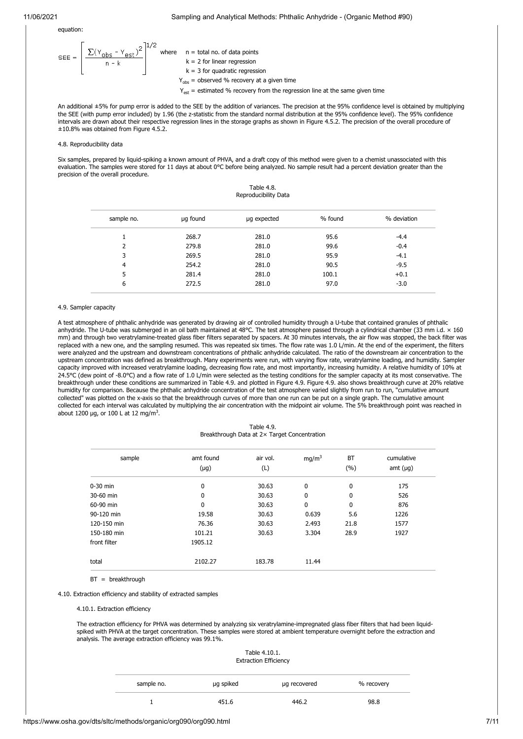equation:

$$SEE = \left[ \frac{\sum(Y_{obs} - Y_{est})^2}{n - k} \right]^{1/2}$$

where
n = total no. of data points
k = 2 for linear regression
k = 3 for quadratic regression
$Y_{obs}$ = observed % recovery at a given time
$Y_{est}$ = estimated % recovery from the regression line at the same given time

An additional ±5% for pump error is added to the SEE by the addition of variances. The precision at the 95% confidence level is obtained by multiplying the SEE (with pump error included) by 1.96 (the z-statistic from the standard normal distribution at the 95% confidence level). The 95% confidence intervals are drawn about their respective regression lines in the storage graphs as shown in Figure 4.5.2. The precision of the overall procedure of ±10.8% was obtained from Figure 4.5.2.

4.8. Reproducibility data

Six samples, prepared by liquid-spiking a known amount of PHVA, and a draft copy of this method were given to a chemist unassociated with this evaluation. The samples were stored for 11 days at about 0°C before being analyzed. No sample result had a percent deviation greater than the precision of the overall procedure.

Table 4.8.
Reproducibility Data

| sample no. | µg found | µg expected | % found | % deviation |
|---|---|---|---|---|
| 1 | 268.7 | 281.0 | 95.6 | -4.4 |
| 2 | 279.8 | 281.0 | 99.6 | -0.4 |
| 3 | 269.5 | 281.0 | 95.9 | -4.1 |
| 4 | 254.2 | 281.0 | 90.5 | -9.5 |
| 5 | 281.4 | 281.0 | 100.1 | +0.1 |
| 6 | 272.5 | 281.0 | 97.0 | -3.0 |

4.9. Sampler capacity

A test atmosphere of phthalic anhydride was generated by drawing air of controlled humidity through a U-tube that contained granules of phthalic anhydride. The U-tube was submerged in an oil bath maintained at 48°C. The test atmosphere passed through a cylindrical chamber (33 mm i.d. × 160 mm) and through two veratrylamine-treated glass fiber filters separated by spacers. At 30 minutes intervals, the air flow was stopped, the back filter was replaced with a new one, and the sampling resumed. This was repeated six times. The flow rate was 1.0 L/min. At the end of the experiment, the filters were analyzed and the upstream and downstream concentrations of phthalic anhydride calculated. The ratio of the downstream air concentration to the upstream concentration was defined as breakthrough. Many experiments were run, with varying flow rate, veratrylamine loading, and humidity. Sampler capacity improved with increased veratrylamine loading, decreasing flow rate, and most importantly, increasing humidity. A relative humidity of 10% at 24.5°C (dew point of -8.0°C) and a flow rate of 1.0 L/min were selected as the testing conditions for the sampler capacity at its most conservative. The breakthrough under these conditions are summarized in Table 4.9. and plotted in Figure 4.9. Figure 4.9. also shows breakthrough curve at 20% relative humidity for comparison. Because the phthalic anhydride concentration of the test atmosphere varied slightly from run to run, "cumulative amount collected" was plotted on the x-axis so that the breakthrough curves of more than one run can be put on a single graph. The cumulative amount collected for each interval was calculated by multiplying the air concentration with the midpoint air volume. The 5% breakthrough point was reached in about 1200 µg, or 100 L at 12 mg/m³.

Table 4.9.
Breakthrough Data at 2× Target Concentration

| sample | amt found (µg) | air vol. (L) | mg/m³ | BT (%) | cumulative amt (µg) |
|---|---|---|---|---|---|
| 0-30 min | 0 | 30.63 | 0 | 0 | 175 |
| 30-60 min | 0 | 30.63 | 0 | 0 | 526 |
| 60-90 min | 0 | 30.63 | 0 | 0 | 876 |
| 90-120 min | 19.58 | 30.63 | 0.639 | 5.6 | 1226 |
| 120-150 min | 76.36 | 30.63 | 2.493 | 21.8 | 1577 |
| 150-180 min | 101.21 | 30.63 | 3.304 | 28.9 | 1927 |
| front filter | 1905.12 | | | | |
| total | 2102.27 | 183.78 | 11.44 | | |

BT = breakthrough

4.10. Extraction efficiency and stability of extracted samples

4.10.1. Extraction efficiency

The extraction efficiency for PHVA was determined by analyzing six veratrylamine-impregnated glass fiber filters that had been liquid-spiked with PHVA at the target concentration. These samples were stored at ambient temperature overnight before the extraction and analysis. The average extraction efficiency was 99.1%.

Table 4.10.1.
Extraction Efficiency

| sample no. | µg spiked | µg recovered | % recovery |
|---|---|---|---|
| 1 | 451.6 | 446.2 | 98.8 |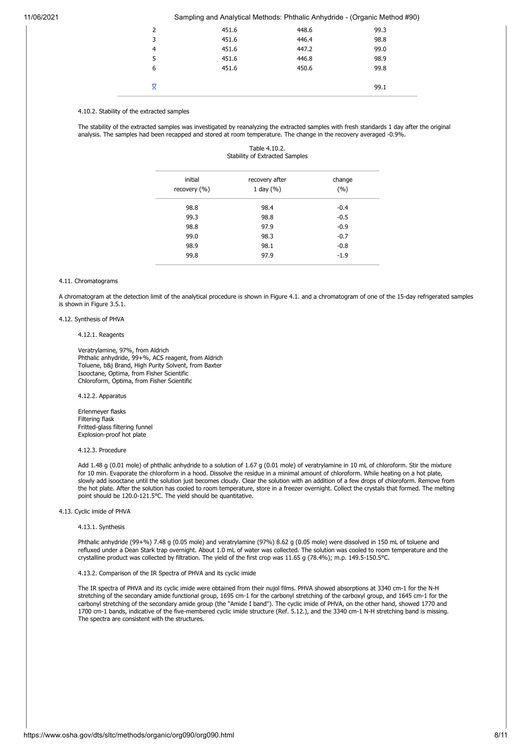| | | | |
|---|---|---|---|
| 2 | 451.6 | 448.6 | 99.3 |
| 3 | 451.6 | 446.4 | 98.8 |
| 4 | 451.6 | 447.2 | 99.0 |
| 5 | 451.6 | 446.8 | 98.9 |
| 6 | 451.6 | 450.6 | 99.8 |
| $\bar{X}$ | | | 99.1 |

4.10.2. Stability of the extracted samples

The stability of the extracted samples was investigated by reanalyzing the extracted samples with fresh standards 1 day after the original analysis. The samples had been recapped and stored at room temperature. The change in the recovery averaged -0.9%.

Table 4.10.2.
Stability of Extracted Samples

| initial recovery (%) | recovery after 1 day (%) | change (%) |
|---|---|---|
| 98.8 | 98.4 | -0.4 |
| 99.3 | 98.8 | -0.5 |
| 98.8 | 97.9 | -0.9 |
| 99.0 | 98.3 | -0.7 |
| 98.9 | 98.1 | -0.8 |
| 99.8 | 97.9 | -1.9 |

4.11. Chromatograms

A chromatogram at the detection limit of the analytical procedure is shown in Figure 4.1. and a chromatogram of one of the 15-day refrigerated samples is shown in Figure 3.5.1.

4.12. Synthesis of PHVA

4.12.1. Reagents

Veratrylamine, 97%, from Aldrich
Phthalic anhydride, 99+%, ACS reagent, from Aldrich
Toluene, b&j Brand, High Purity Solvent, from Baxter
Isooctane, Optima, from Fisher Scientific
Chloroform, Optima, from Fisher Scientific

4.12.2. Apparatus

Erlenmeyer flasks
Filtering flask
Fritted-glass filtering funnel
Explosion-proof hot plate

4.12.3. Procedure

Add 1.48 g (0.01 mole) of phthalic anhydride to a solution of 1.67 g (0.01 mole) of veratrylamine in 10 mL of chloroform. Stir the mixture for 10 min. Evaporate the chloroform in a hood. Dissolve the residue in a minimal amount of chloroform. While heating on a hot plate, slowly add isooctane until the solution just becomes cloudy. Clear the solution with an addition of a few drops of chloroform. Remove from the hot plate. After the solution has cooled to room temperature, store in a freezer overnight. Collect the crystals that formed. The melting point should be 120.0-121.5°C. The yield should be quantitative.

4.13. Cyclic imide of PHVA

4.13.1. Synthesis

Phthalic anhydride (99+%) 7.48 g (0.05 mole) and veratrylamine (97%) 8.62 g (0.05 mole) were dissolved in 150 mL of toluene and refluxed under a Dean Stark trap overnight. About 1.0 mL of water was collected. The solution was cooled to room temperature and the crystalline product was collected by filtration. The yield of the first crop was 11.65 g (78.4%); m.p. 149.5-150.5°C.

4.13.2. Comparison of the IR Spectra of PHVA and its cyclic imide

The IR spectra of PHVA and its cyclic imide were obtained from their nujol films. PHVA showed absorptions at 3340 cm-1 for the N-H stretching of the secondary amide functional group, 1695 cm-1 for the carbonyl stretching of the carboxyl group, and 1645 cm-1 for the carbonyl stretching of the secondary amide group (the "Amide I band"). The cyclic imide of PHVA, on the other hand, showed 1770 and 1700 cm-1 bands, indicative of the five-membered cyclic imide structure (Ref. 5.12.), and the 3340 cm-1 N-H stretching band is missing. The spectra are consistent with the structures.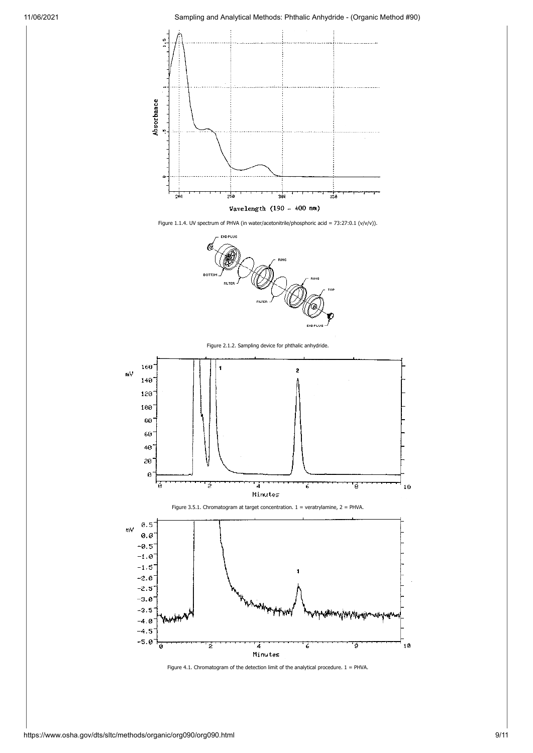Figure 1.1.4. UV spectrum of PHVA (in water/acetonitrile/phosphoric acid = 73:27:0.1 (v/v/v)).

Figure 2.1.2. Sampling device for phthalic anhydride.

Figure 3.5.1. Chromatogram at target concentration. 1 = veratrylamine, 2 = PHVA.

Figure 4.1. Chromatogram of the detection limit of the analytical procedure. 1 = PHVA.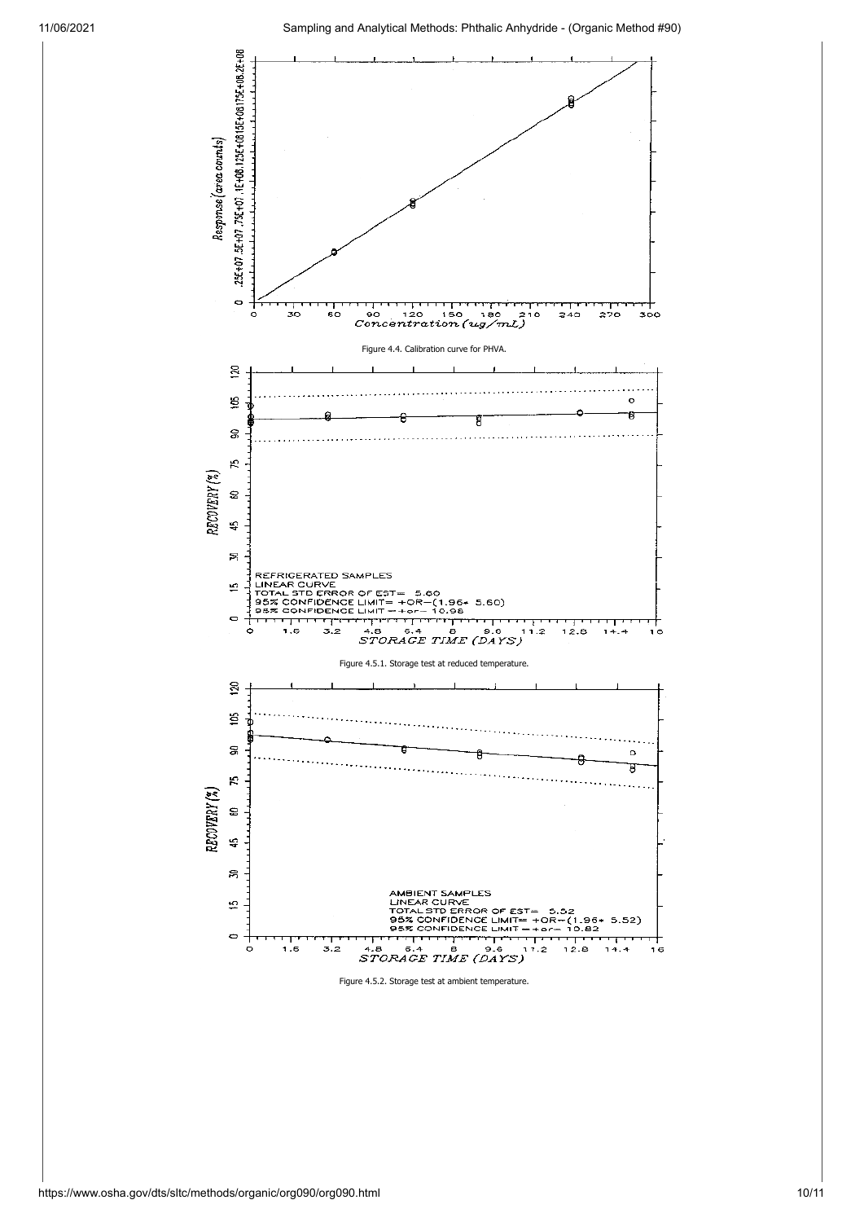Figure 4.4. Calibration curve for PHVA.

Figure 4.5.1. Storage test at reduced temperature.

Figure 4.5.2. Storage test at ambient temperature.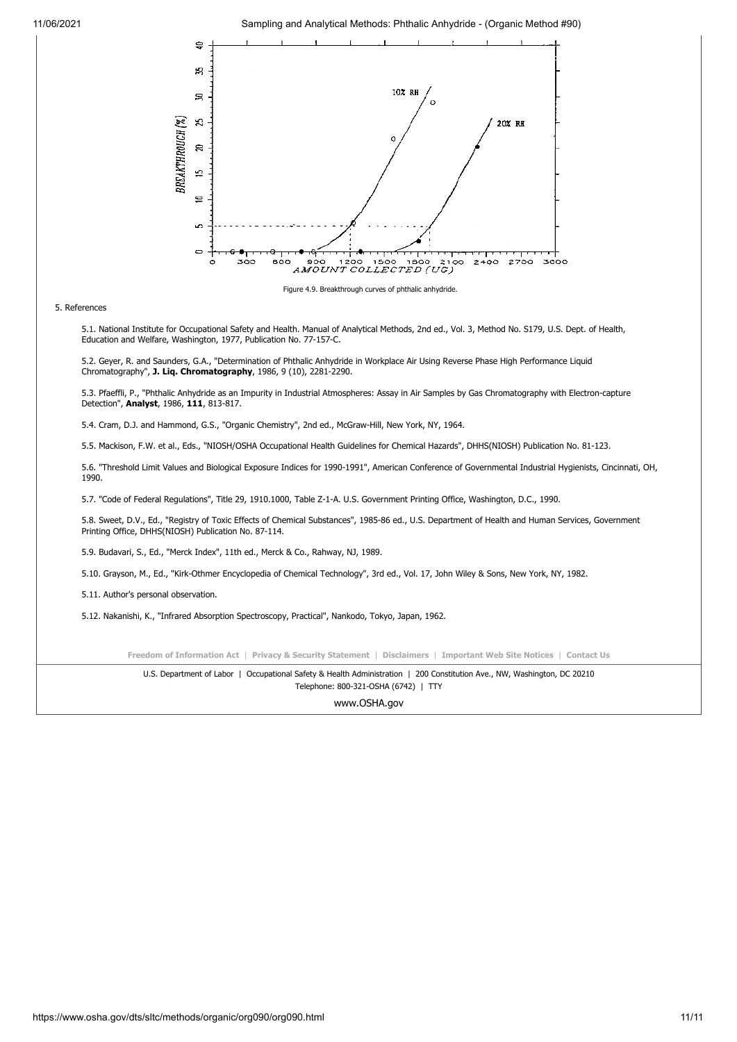40
35
30
25
20
15
10
5
0

BREAKTHROUGH (%)

10% RH

20% RH

0 300 600 900 1200 1500 1800 2100 2400 2700 3000

AMOUNT COLLECTED (UG)

Figure 4.9. Breakthrough curves of phthalic anhydride.

## 5. References

5.1. National Institute for Occupational Safety and Health. Manual of Analytical Methods, 2nd ed., Vol. 3, Method No. S179, U.S. Dept. of Health, Education and Welfare, Washington, 1977, Publication No. 77-157-C.

5.2. Geyer, R. and Saunders, G.A., "Determination of Phthalic Anhydride in Workplace Air Using Reverse Phase High Performance Liquid Chromatography", **J. Liq. Chromatography**, 1986, 9 (10), 2281-2290.

5.3. Pfaeffli, P., "Phthalic Anhydride as an Impurity in Industrial Atmospheres: Assay in Air Samples by Gas Chromatography with Electron-capture Detection", **Analyst**, 1986, **111**, 813-817.

5.4. Cram, D.J. and Hammond, G.S., "Organic Chemistry", 2nd ed., McGraw-Hill, New York, NY, 1964.

5.5. Mackison, F.W. et al., Eds., "NIOSH/OSHA Occupational Health Guidelines for Chemical Hazards", DHHS(NIOSH) Publication No. 81-123.

5.6. "Threshold Limit Values and Biological Exposure Indices for 1990-1991", American Conference of Governmental Industrial Hygienists, Cincinnati, OH, 1990.

5.7. "Code of Federal Regulations", Title 29, 1910.1000, Table Z-1-A. U.S. Government Printing Office, Washington, D.C., 1990.

5.8. Sweet, D.V., Ed., "Registry of Toxic Effects of Chemical Substances", 1985-86 ed., U.S. Department of Health and Human Services, Government Printing Office, DHHS(NIOSH) Publication No. 87-114.

5.9. Budavari, S., Ed., "Merck Index", 11th ed., Merck & Co., Rahway, NJ, 1989.

5.10. Grayson, M., Ed., "Kirk-Othmer Encyclopedia of Chemical Technology", 3rd ed., Vol. 17, John Wiley & Sons, New York, NY, 1982.

5.11. Author's personal observation.

5.12. Nakanishi, K., "Infrared Absorption Spectroscopy, Practical", Nankodo, Tokyo, Japan, 1962.